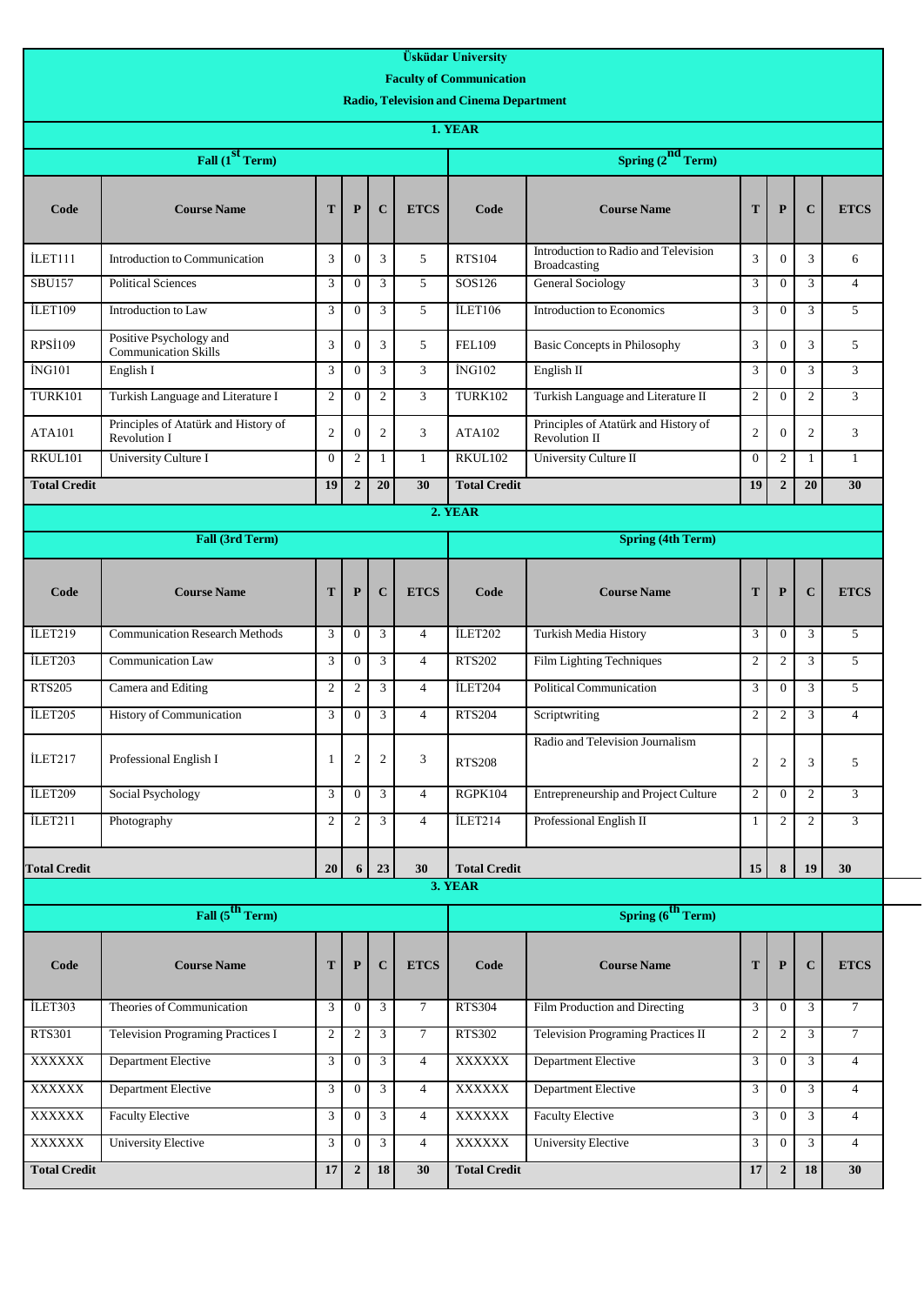**Üsküdar University**

**Faculty of Communication**

**Radio, Television and Cinema Department**

## 1. YEAR

| Fall (1st Term) | | | | | | Spring (2nd Term) | | | | | |
|---|---|---|---|---|---|---|---|---|---|---|---|
| **Code** | **Course Name** | **T** | **P** | **C** | **ETCS** | **Code** | **Course Name** | **T** | **P** | **C** | **ETCS** |
| İLET111 | Introduction to Communication | 3 | 0 | 3 | 5 | RTS104 | Introduction to Radio and Television Broadcasting | 3 | 0 | 3 | 6 |
| SBU157 | Political Sciences | 3 | 0 | 3 | 5 | SOS126 | General Sociology | 3 | 0 | 3 | 4 |
| İLET109 | Introduction to Law | 3 | 0 | 3 | 5 | İLET106 | Introduction to Economics | 3 | 0 | 3 | 5 |
| RPSİ109 | Positive Psychology and Communication Skills | 3 | 0 | 3 | 5 | FEL109 | Basic Concepts in Philosophy | 3 | 0 | 3 | 5 |
| İNG101 | English I | 3 | 0 | 3 | 3 | İNG102 | English II | 3 | 0 | 3 | 3 |
| TURK101 | Turkish Language and Literature I | 2 | 0 | 2 | 3 | TURK102 | Turkish Language and Literature II | 2 | 0 | 2 | 3 |
| ATA101 | Principles of Atatürk and History of Revolution I | 2 | 0 | 2 | 3 | ATA102 | Principles of Atatürk and History of Revolution II | 2 | 0 | 2 | 3 |
| RKUL101 | University Culture I | 0 | 2 | 1 | 1 | RKUL102 | University Culture II | 0 | 2 | 1 | 1 |
| **Total Credit** | | **19** | **2** | **20** | **30** | **Total Credit** | | **19** | **2** | **20** | **30** |

## 2. YEAR

| Fall (3rd Term) | | | | | | Spring (4th Term) | | | | | |
|---|---|---|---|---|---|---|---|---|---|---|---|
| **Code** | **Course Name** | **T** | **P** | **C** | **ETCS** | **Code** | **Course Name** | **T** | **P** | **C** | **ETCS** |
| İLET219 | Communication Research Methods | 3 | 0 | 3 | 4 | İLET202 | Turkish Media History | 3 | 0 | 3 | 5 |
| İLET203 | Communication Law | 3 | 0 | 3 | 4 | RTS202 | Film Lighting Techniques | 2 | 2 | 3 | 5 |
| RTS205 | Camera and Editing | 2 | 2 | 3 | 4 | İLET204 | Political Communication | 3 | 0 | 3 | 5 |
| İLET205 | History of Communication | 3 | 0 | 3 | 4 | RTS204 | Scriptwriting | 2 | 2 | 3 | 4 |
| İLET217 | Professional English I | 1 | 2 | 2 | 3 | RTS208 | Radio and Television Journalism | 2 | 2 | 3 | 5 |
| İLET209 | Social Psychology | 3 | 0 | 3 | 4 | RGPK104 | Entrepreneurship and Project Culture | 2 | 0 | 2 | 3 |
| İLET211 | Photography | 2 | 2 | 3 | 4 | İLET214 | Professional English II | 1 | 2 | 2 | 3 |
| **Total Credit** | | **20** | **6** | **23** | **30** | **Total Credit** | | **15** | **8** | **19** | **30** |

## 3. YEAR

| Fall (5th Term) | | | | | | Spring (6th Term) | | | | | |
|---|---|---|---|---|---|---|---|---|---|---|---|
| **Code** | **Course Name** | **T** | **P** | **C** | **ETCS** | **Code** | **Course Name** | **T** | **P** | **C** | **ETCS** |
| İLET303 | Theories of Communication | 3 | 0 | 3 | 7 | RTS304 | Film Production and Directing | 3 | 0 | 3 | 7 |
| RTS301 | Television Programing Practices I | 2 | 2 | 3 | 7 | RTS302 | Television Programing Practices II | 2 | 2 | 3 | 7 |
| XXXXXX | Department Elective | 3 | 0 | 3 | 4 | XXXXXX | Department Elective | 3 | 0 | 3 | 4 |
| XXXXXX | Department Elective | 3 | 0 | 3 | 4 | XXXXXX | Department Elective | 3 | 0 | 3 | 4 |
| XXXXXX | Faculty Elective | 3 | 0 | 3 | 4 | XXXXXX | Faculty Elective | 3 | 0 | 3 | 4 |
| XXXXXX | University Elective | 3 | 0 | 3 | 4 | XXXXXX | University Elective | 3 | 0 | 3 | 4 |
| **Total Credit** | | **17** | **2** | **18** | **30** | **Total Credit** | | **17** | **2** | **18** | **30** |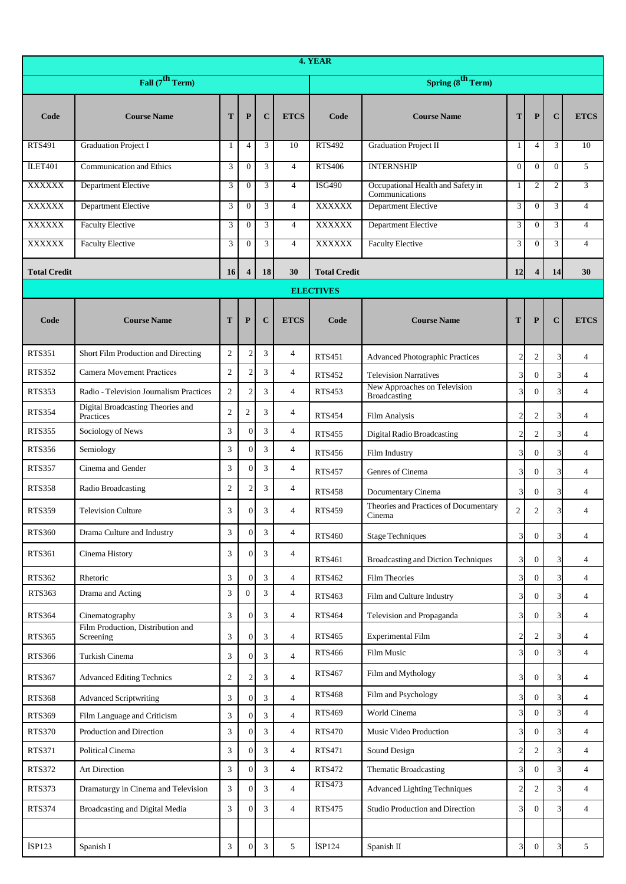| **4. YEAR** | | | | | | | | | | | |
|---|---|---|---|---|---|---|---|---|---|---|---|
| **Fall (7th Term)** | | | | | | **Spring (8th Term)** | | | | | |
| **Code** | **Course Name** | **T** | **P** | **C** | **ETCS** | **Code** | **Course Name** | **T** | **P** | **C** | **ETCS** |
| RTS491 | Graduation Project I | 1 | 4 | 3 | 10 | RTS492 | Graduation Project II | 1 | 4 | 3 | 10 |
| İLET401 | Communication and Ethics | 3 | 0 | 3 | 4 | RTS406 | INTERNSHIP | 0 | 0 | 0 | 5 |
| XXXXXX | Department Elective | 3 | 0 | 3 | 4 | ISG490 | Occupational Health and Safety in Communications | 1 | 2 | 2 | 3 |
| XXXXXX | Department Elective | 3 | 0 | 3 | 4 | XXXXXX | Department Elective | 3 | 0 | 3 | 4 |
| XXXXXX | Faculty Elective | 3 | 0 | 3 | 4 | XXXXXX | Department Elective | 3 | 0 | 3 | 4 |
| XXXXXX | Faculty Elective | 3 | 0 | 3 | 4 | XXXXXX | Faculty Elective | 3 | 0 | 3 | 4 |
| **Total Credit** | | **16** | **4** | **18** | **30** | **Total Credit** | | **12** | **4** | **14** | **30** |

| **ELECTIVES** | | | | | | | | | | | |
|---|---|---|---|---|---|---|---|---|---|---|---|
| **Code** | **Course Name** | **T** | **P** | **C** | **ETCS** | **Code** | **Course Name** | **T** | **P** | **C** | **ETCS** |
| RTS351 | Short Film Production and Directing | 2 | 2 | 3 | 4 | RTS451 | Advanced Photographic Practices | 2 | 2 | 3 | 4 |
| RTS352 | Camera Movement Practices | 2 | 2 | 3 | 4 | RTS452 | Television Narratives | 3 | 0 | 3 | 4 |
| RTS353 | Radio - Television Journalism Practices | 2 | 2 | 3 | 4 | RTS453 | New Approaches on Television Broadcasting | 3 | 0 | 3 | 4 |
| RTS354 | Digital Broadcasting Theories and Practices | 2 | 2 | 3 | 4 | RTS454 | Film Analysis | 2 | 2 | 3 | 4 |
| RTS355 | Sociology of News | 3 | 0 | 3 | 4 | RTS455 | Digital Radio Broadcasting | 2 | 2 | 3 | 4 |
| RTS356 | Semiology | 3 | 0 | 3 | 4 | RTS456 | Film Industry | 3 | 0 | 3 | 4 |
| RTS357 | Cinema and Gender | 3 | 0 | 3 | 4 | RTS457 | Genres of Cinema | 3 | 0 | 3 | 4 |
| RTS358 | Radio Broadcasting | 2 | 2 | 3 | 4 | RTS458 | Documentary Cinema | 3 | 0 | 3 | 4 |
| RTS359 | Television Culture | 3 | 0 | 3 | 4 | RTS459 | Theories and Practices of Documentary Cinema | 2 | 2 | 3 | 4 |
| RTS360 | Drama Culture and Industry | 3 | 0 | 3 | 4 | RTS460 | Stage Techniques | 3 | 0 | 3 | 4 |
| RTS361 | Cinema History | 3 | 0 | 3 | 4 | RTS461 | Broadcasting and Diction Techniques | 3 | 0 | 3 | 4 |
| RTS362 | Rhetoric | 3 | 0 | 3 | 4 | RTS462 | Film Theories | 3 | 0 | 3 | 4 |
| RTS363 | Drama and Acting | 3 | 0 | 3 | 4 | RTS463 | Film and Culture Industry | 3 | 0 | 3 | 4 |
| RTS364 | Cinematography | 3 | 0 | 3 | 4 | RTS464 | Television and Propaganda | 3 | 0 | 3 | 4 |
| RTS365 | Film Production, Distribution and Screening | 3 | 0 | 3 | 4 | RTS465 | Experimental Film | 2 | 2 | 3 | 4 |
| RTS366 | Turkish Cinema | 3 | 0 | 3 | 4 | RTS466 | Film Music | 3 | 0 | 3 | 4 |
| RTS367 | Advanced Editing Technics | 2 | 2 | 3 | 4 | RTS467 | Film and Mythology | 3 | 0 | 3 | 4 |
| RTS368 | Advanced Scriptwriting | 3 | 0 | 3 | 4 | RTS468 | Film and Psychology | 3 | 0 | 3 | 4 |
| RTS369 | Film Language and Criticism | 3 | 0 | 3 | 4 | RTS469 | World Cinema | 3 | 0 | 3 | 4 |
| RTS370 | Production and Direction | 3 | 0 | 3 | 4 | RTS470 | Music Video Production | 3 | 0 | 3 | 4 |
| RTS371 | Political Cinema | 3 | 0 | 3 | 4 | RTS471 | Sound Design | 2 | 2 | 3 | 4 |
| RTS372 | Art Direction | 3 | 0 | 3 | 4 | RTS472 | Thematic Broadcasting | 3 | 0 | 3 | 4 |
| RTS373 | Dramaturgy in Cinema and Television | 3 | 0 | 3 | 4 | RTS473 | Advanced Lighting Techniques | 2 | 2 | 3 | 4 |
| RTS374 | Broadcasting and Digital Media | 3 | 0 | 3 | 4 | RTS475 | Studio Production and Direction | 3 | 0 | 3 | 4 |
| | | | | | | | | | | | |
| İSP123 | Spanish I | 3 | 0 | 3 | 5 | İSP124 | Spanish II | 3 | 0 | 3 | 5 |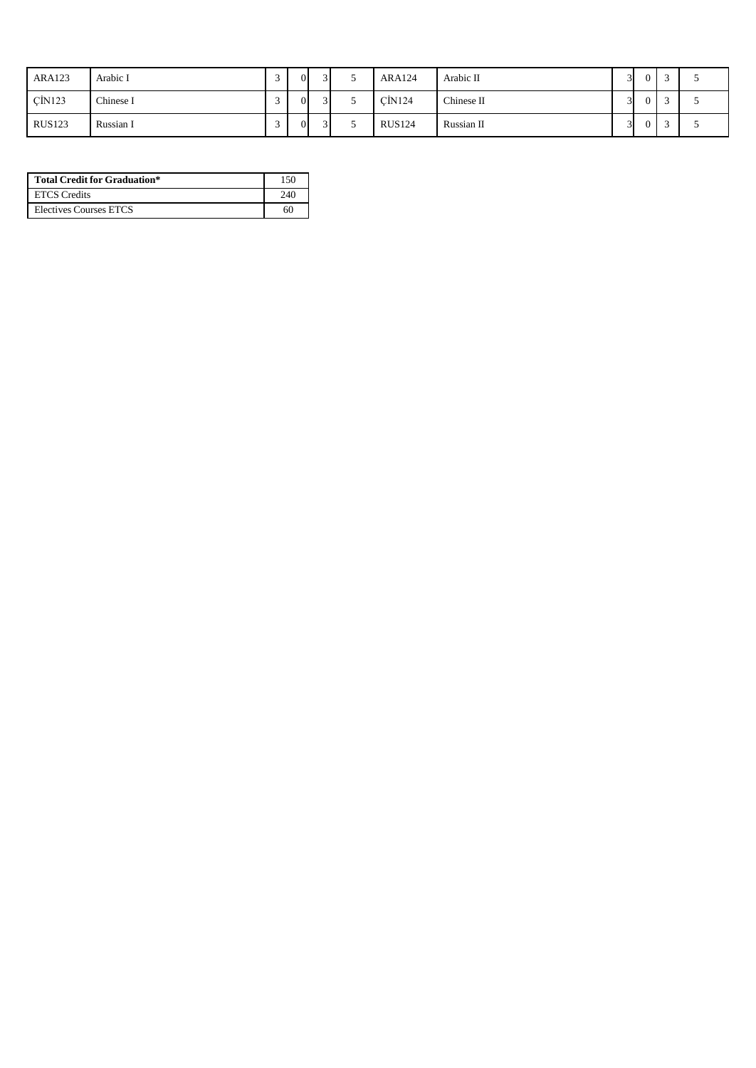| | | | | | | | | | | | |
|---|---|---|---|---|---|---|---|---|---|---|---|
| ARA123 | Arabic I | 3 | 0 | 3 | 5 | ARA124 | Arabic II | 3 | 0 | 3 | 5 |
| ÇİN123 | Chinese I | 3 | 0 | 3 | 5 | ÇİN124 | Chinese II | 3 | 0 | 3 | 5 |
| RUS123 | Russian I | 3 | 0 | 3 | 5 | RUS124 | Russian II | 3 | 0 | 3 | 5 |

| **Total Credit for Graduation*** | 150 |
|---|---|
| ETCS Credits | 240 |
| Electives Courses ETCS | 60 |